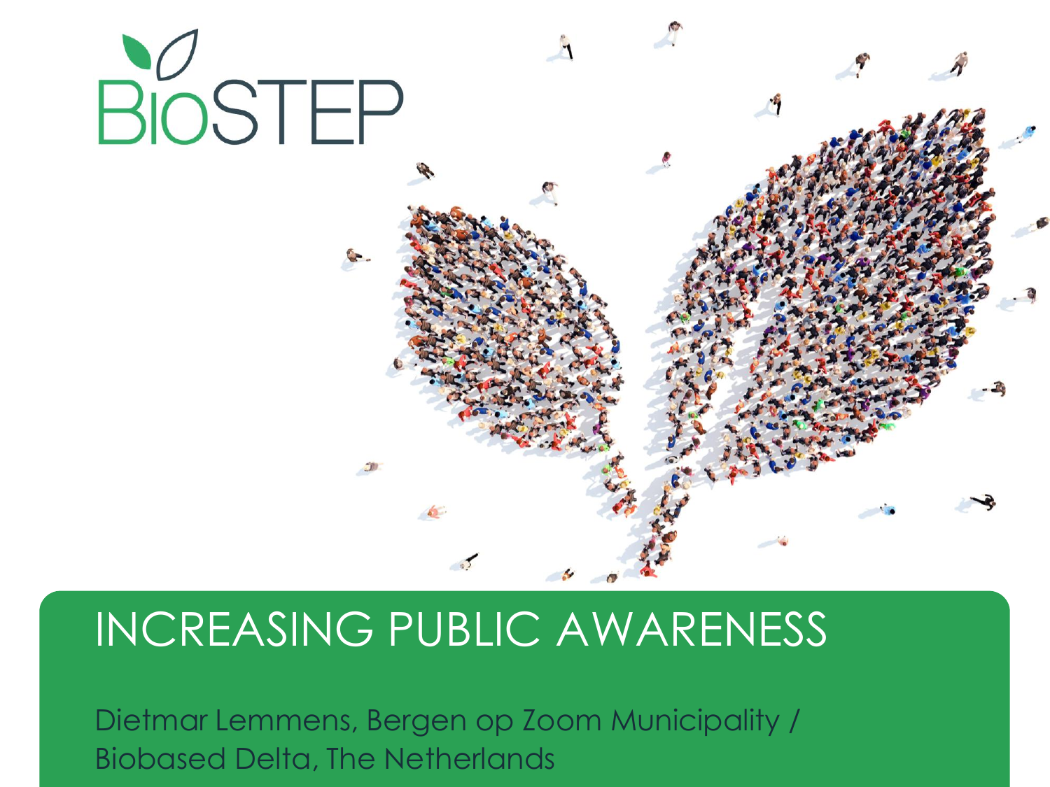BioSTEP

# INCREASING PUBLIC AWARENESS

Dietmar Lemmens, Bergen op Zoom Municipality / Biobased Delta, The Netherlands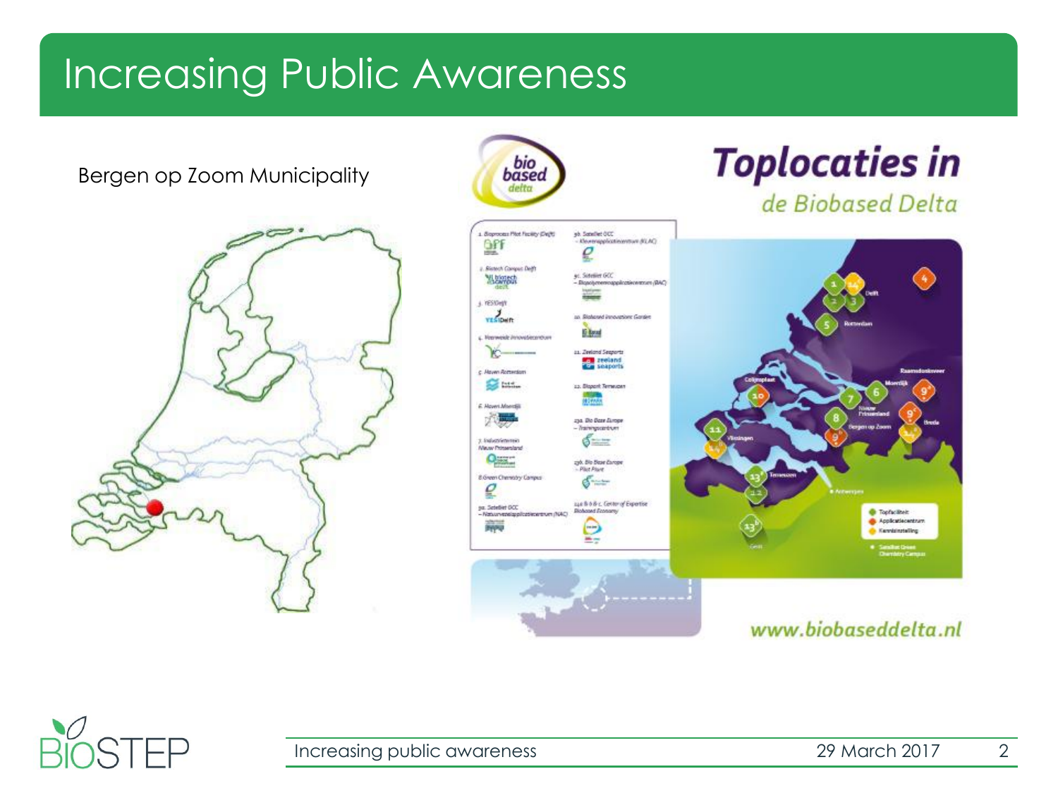# Increasing Public Awareness

Bergen op Zoom Municipality

**Toplocaties in**
de Biobased Delta

1. Bioprocess Pilot Facility (Delft)
2. Biotech Campus Delft
3. YES!Delft
4. Waterweide Innovatiecentrum
5. Haven Rotterdam
6. Haven Moerdijk
7. Industrieterrein Nieuw Prinsenland
8. Green Chemistry Campus
9a. Satelliet GCC – Natuurvezelapplicatiecentrum (NAC)
9b. Satelliet GCC – Kleurenapplicatiecentrum (KLAC)
9c. Satelliet GCC – Biopolymerenapplicatiecentrum (BAC)
10. Biobased Innovation Garden
11. Zeeland Seaports
12. Bioport Terneuzen
13a. Bio Base Europe – Trainingscentrum
13b. Bio Base Europe – Pilot Plant
14a & b & c. Center of Expertise Biobased Economy

www.biobaseddelta.nl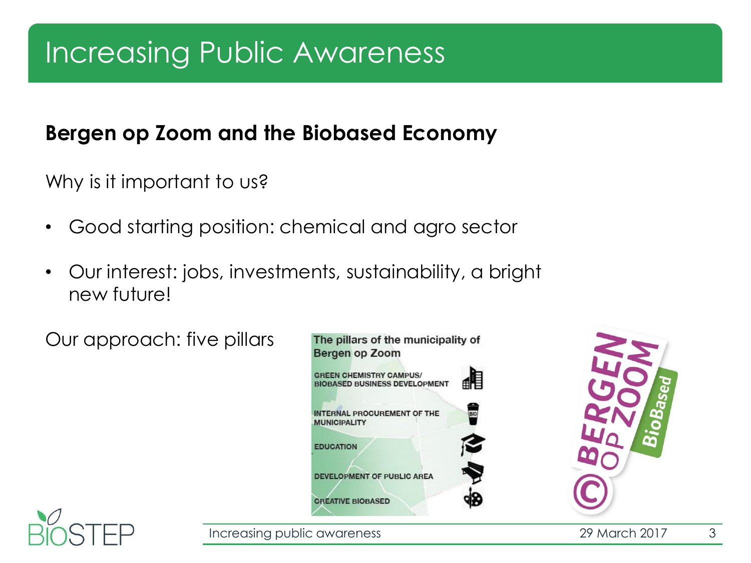# Increasing Public Awareness

## Bergen op Zoom and the Biobased Economy

Why is it important to us?

- Good starting position: chemical and agro sector
- Our interest: jobs, investments, sustainability, a bright new future!

Our approach: five pillars

The pillars of the municipality of Bergen op Zoom

- GREEN CHEMISTRY CAMPUS/ BIOBASED BUSINESS DEVELOPMENT
- INTERNAL PROCUREMENT OF THE MUNICIPALITY
- EDUCATION
- DEVELOPMENT OF PUBLIC AREA
- CREATIVE BIOBASED

© BERGEN OP ZOOM BioBased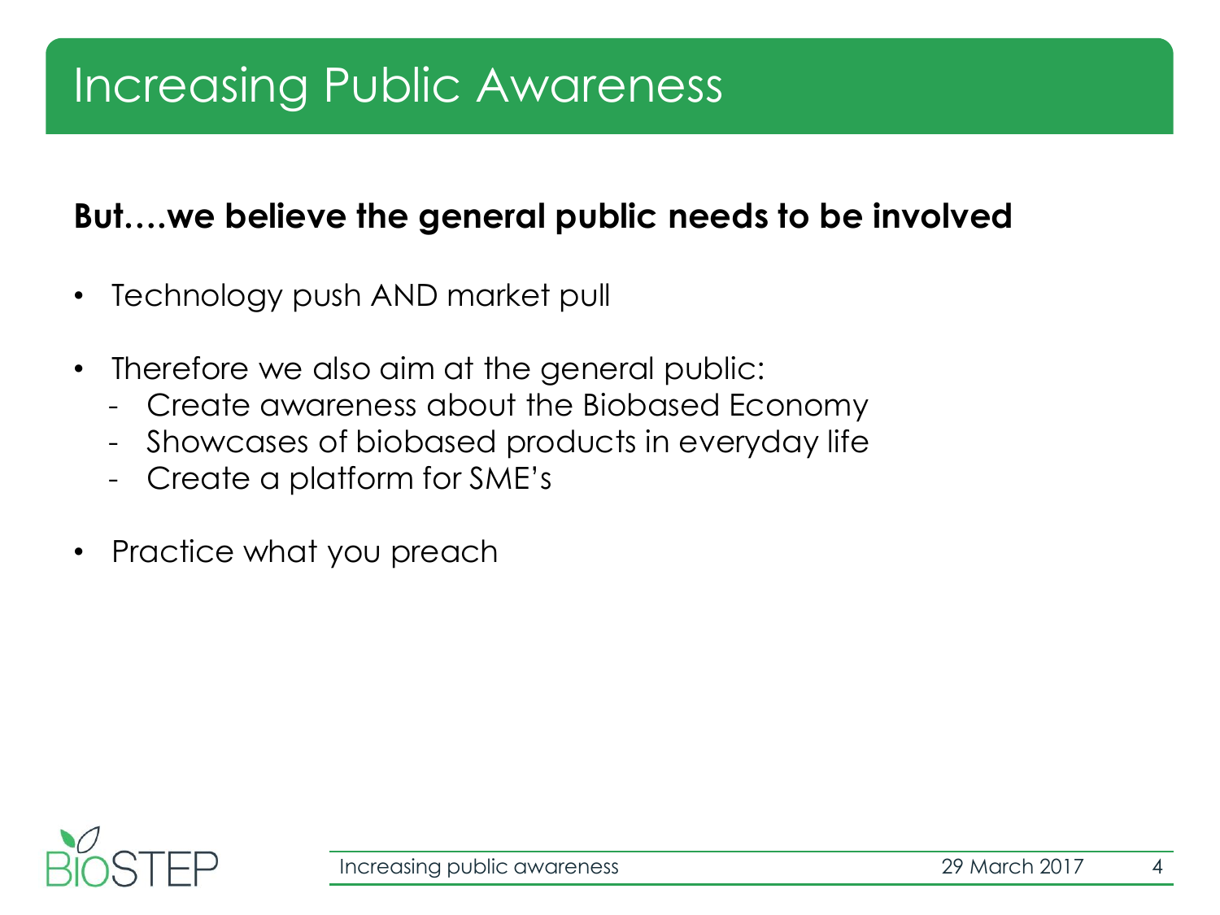# Increasing Public Awareness

**But….we believe the general public needs to be involved**

- Technology push AND market pull

- Therefore we also aim at the general public:
  - Create awareness about the Biobased Economy
  - Showcases of biobased products in everyday life
  - Create a platform for SME's

- Practice what you preach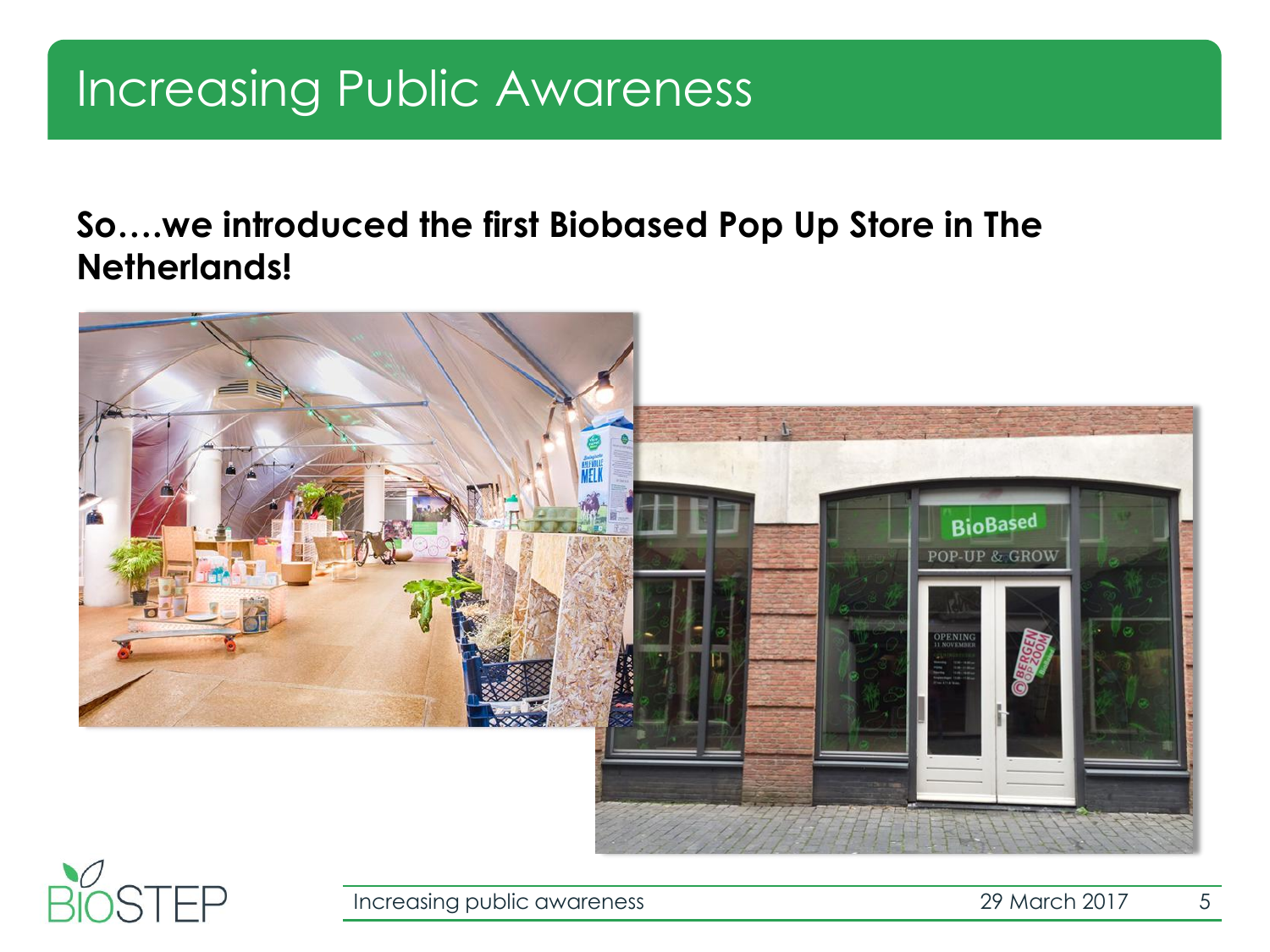# Increasing Public Awareness

**So….we introduced the first Biobased Pop Up Store in The Netherlands!**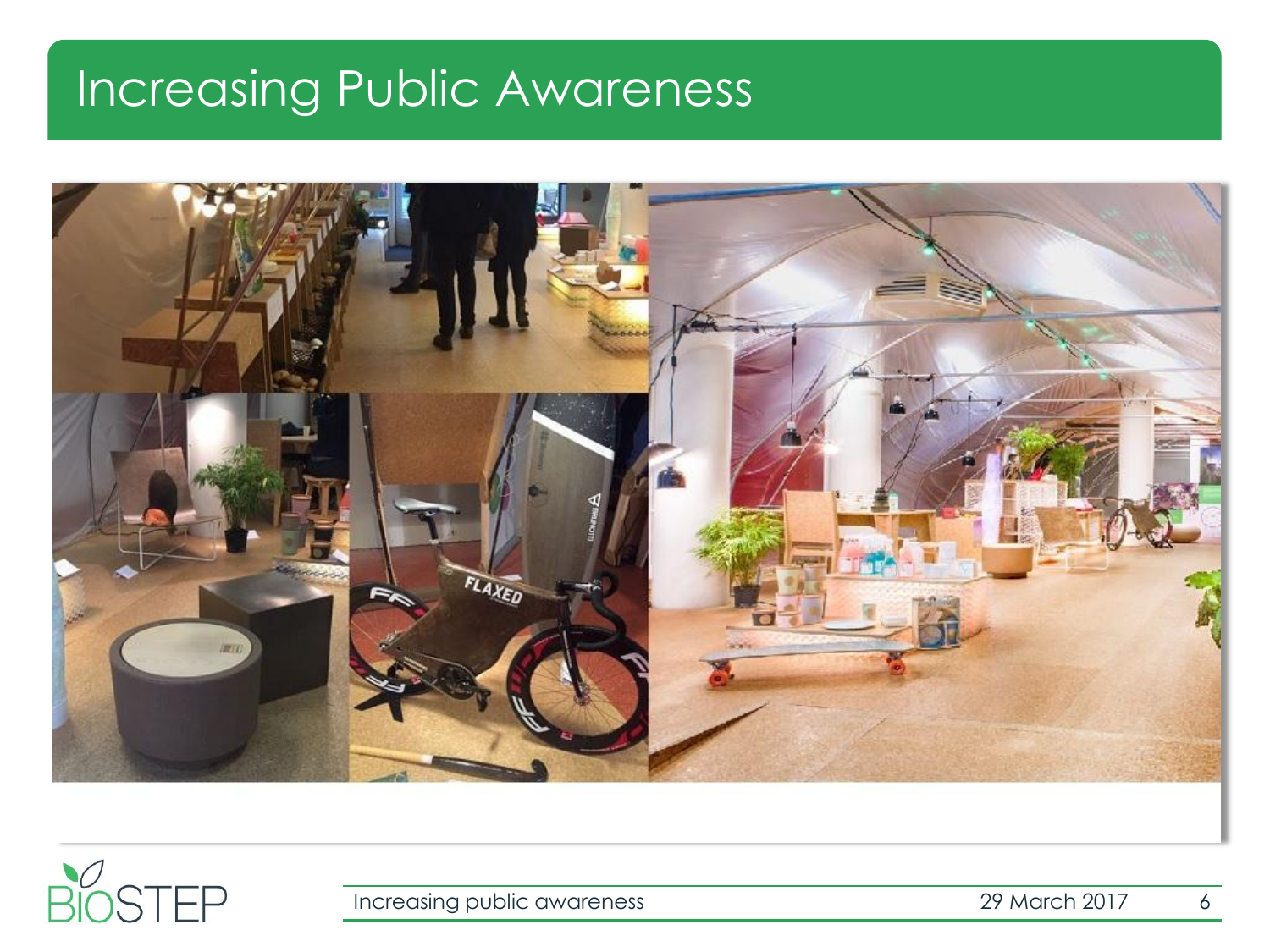# Increasing Public Awareness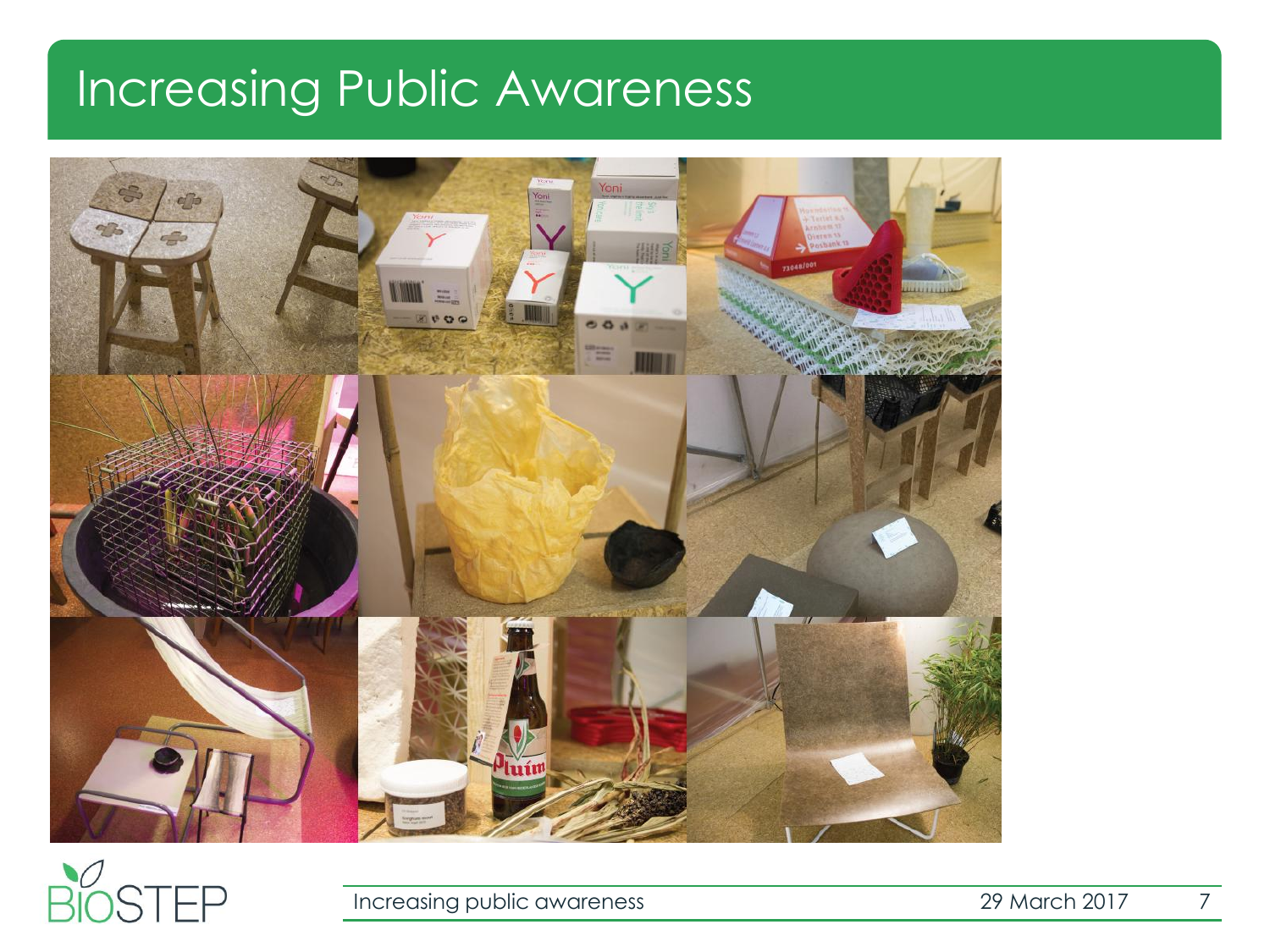# Increasing Public Awareness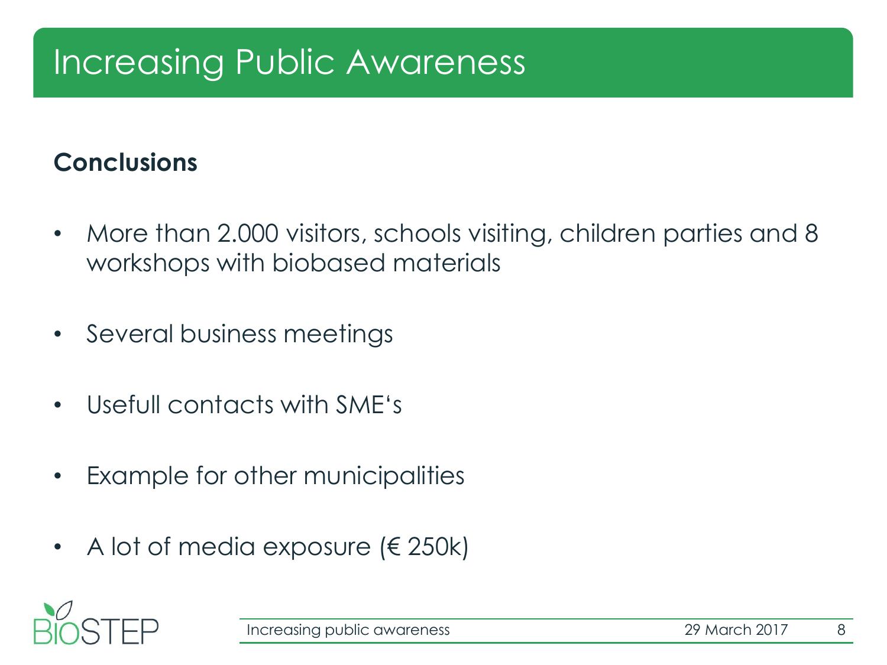# Increasing Public Awareness

**Conclusions**

- More than 2.000 visitors, schools visiting, children parties and 8 workshops with biobased materials
- Several business meetings
- Usefull contacts with SME‘s
- Example for other municipalities
- A lot of media exposure (€ 250k)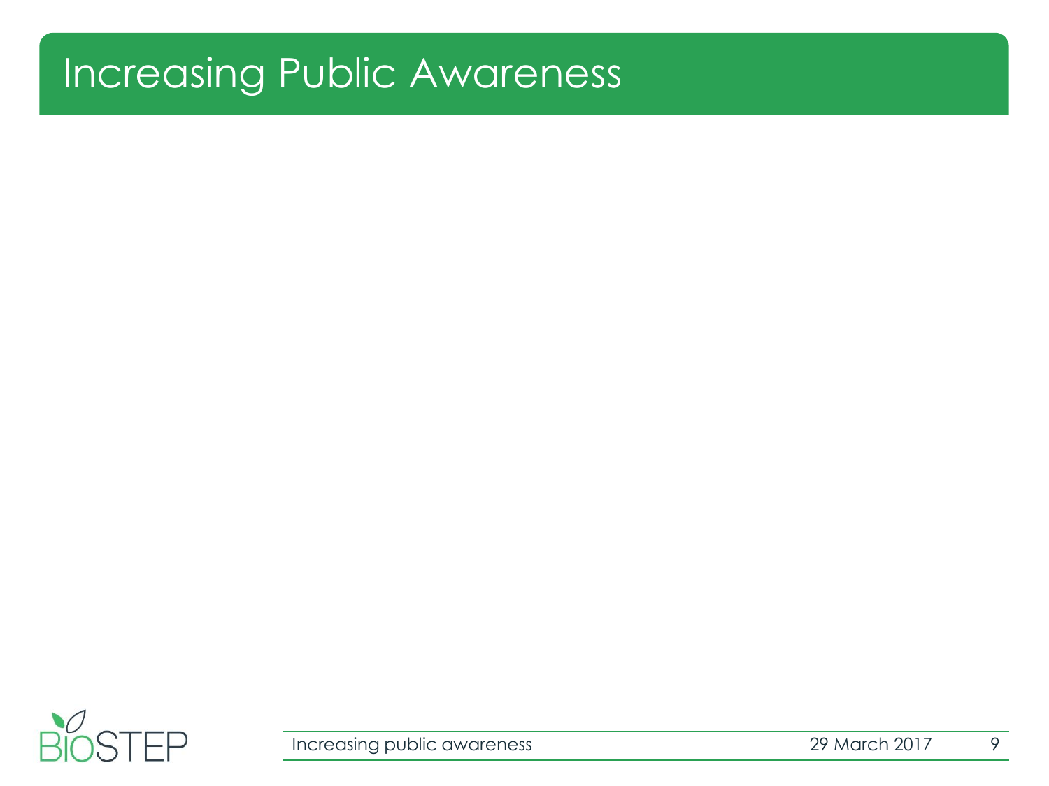# Increasing Public Awareness